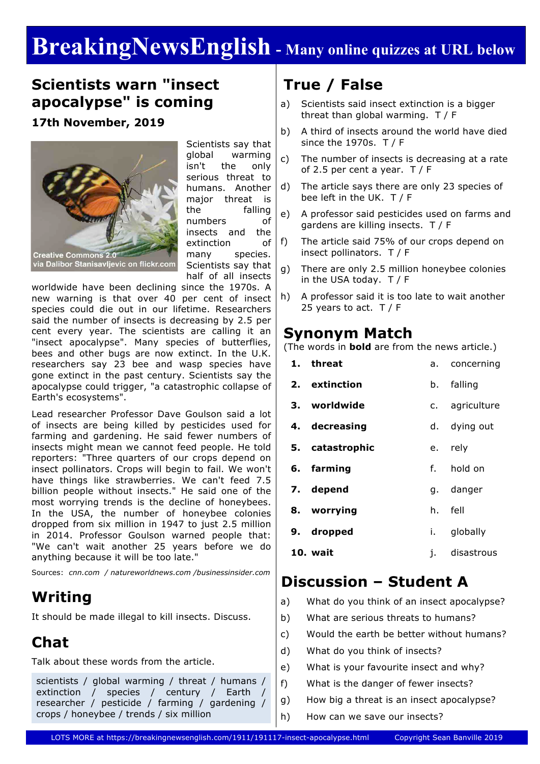# BreakingNewsEnglish - Many online quizzes at URL below

## Scientists warn "insect apocalypse" is coming

**17th November, 2019**

Creative Commons 2.0 via Dalibor Stanisavljevic on flickr.com

Scientists say that global warming isn't the only serious threat to humans. Another major threat is the falling numbers of insects and the extinction of many species. Scientists say that half of all insects worldwide have been declining since the 1970s. A new warning is that over 40 per cent of insect species could die out in our lifetime. Researchers said the number of insects is decreasing by 2.5 per cent every year. The scientists are calling it an "insect apocalypse". Many species of butterflies, bees and other bugs are now extinct. In the U.K. researchers say 23 bee and wasp species have gone extinct in the past century. Scientists say the apocalypse could trigger, "a catastrophic collapse of Earth's ecosystems".

Lead researcher Professor Dave Goulson said a lot of insects are being killed by pesticides used for farming and gardening. He said fewer numbers of insects might mean we cannot feed people. He told reporters: "Three quarters of our crops depend on insect pollinators. Crops will begin to fail. We won't have things like strawberries. We can't feed 7.5 billion people without insects." He said one of the most worrying trends is the decline of honeybees. In the USA, the number of honeybee colonies dropped from six million in 1947 to just 2.5 million in 2014. Professor Goulson warned people that: "We can't wait another 25 years before we do anything because it will be too late."

Sources: *cnn.com / natureworldnews.com /businessinsider.com*

## Writing

It should be made illegal to kill insects. Discuss.

## Chat

Talk about these words from the article.

scientists / global warming / threat / humans / extinction / species / century / Earth / researcher / pesticide / farming / gardening / crops / honeybee / trends / six million

## True / False

a) Scientists said insect extinction is a bigger threat than global warming. T / F

b) A third of insects around the world have died since the 1970s. T / F

c) The number of insects is decreasing at a rate of 2.5 per cent a year. T / F

d) The article says there are only 23 species of bee left in the UK. T / F

e) A professor said pesticides used on farms and gardens are killing insects. T / F

f) The article said 75% of our crops depend on insect pollinators. T / F

g) There are only 2.5 million honeybee colonies in the USA today. T / F

h) A professor said it is too late to wait another 25 years to act. T / F

## Synonym Match

(The words in **bold** are from the news article.)

| | | | |
|---|---|---|---|
| 1. | **threat** | a. | concerning |
| 2. | **extinction** | b. | falling |
| 3. | **worldwide** | c. | agriculture |
| 4. | **decreasing** | d. | dying out |
| 5. | **catastrophic** | e. | rely |
| 6. | **farming** | f. | hold on |
| 7. | **depend** | g. | danger |
| 8. | **worrying** | h. | fell |
| 9. | **dropped** | i. | globally |
| 10. | **wait** | j. | disastrous |

## Discussion – Student A

a) What do you think of an insect apocalypse?

b) What are serious threats to humans?

c) Would the earth be better without humans?

d) What do you think of insects?

e) What is your favourite insect and why?

f) What is the danger of fewer insects?

g) How big a threat is an insect apocalypse?

h) How can we save our insects?

LOTS MORE at https://breakingnewsenglish.com/1911/191117-insect-apocalypse.html Copyright Sean Banville 2019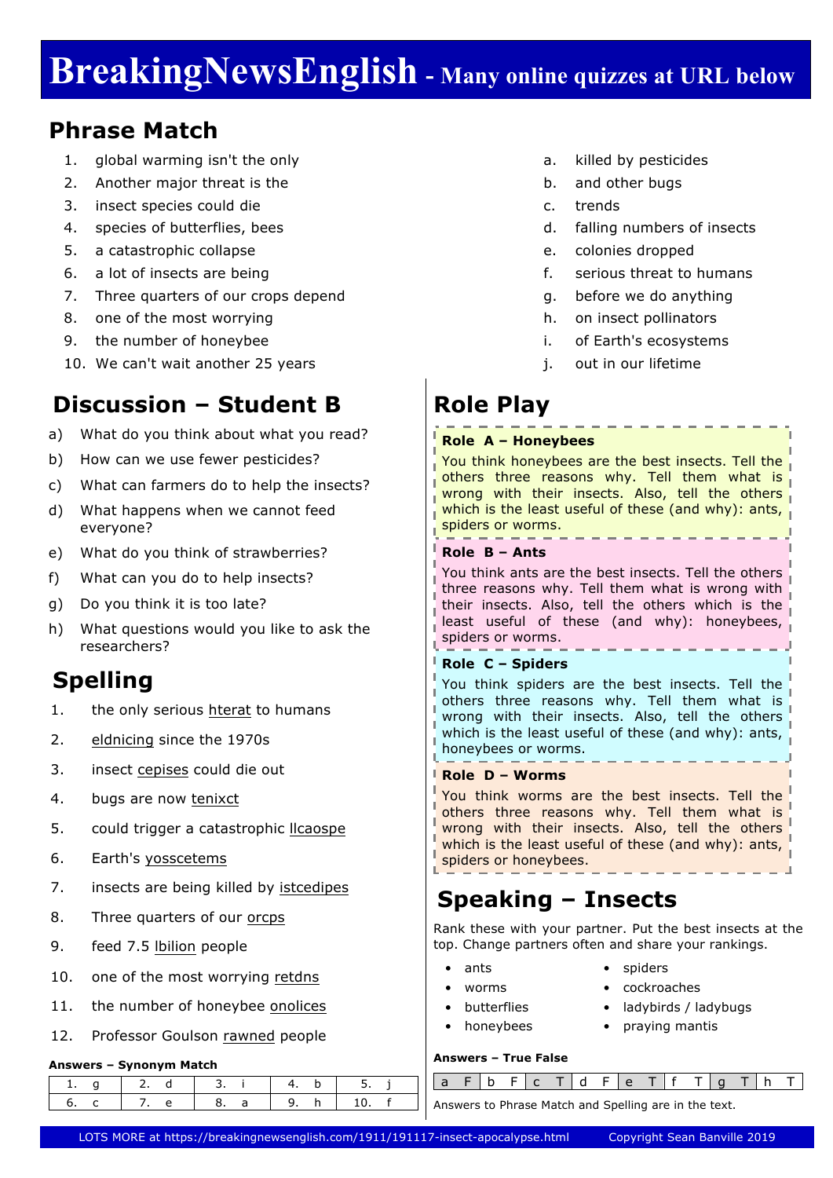# BreakingNewsEnglish - Many online quizzes at URL below

## Phrase Match

1. global warming isn't the only
2. Another major threat is the
3. insect species could die
4. species of butterflies, bees
5. a catastrophic collapse
6. a lot of insects are being
7. Three quarters of our crops depend
8. one of the most worrying
9. the number of honeybee
10. We can't wait another 25 years

a. killed by pesticides
b. and other bugs
c. trends
d. falling numbers of insects
e. colonies dropped
f. serious threat to humans
g. before we do anything
h. on insect pollinators
i. of Earth's ecosystems
j. out in our lifetime

## Discussion – Student B

a) What do you think about what you read?
b) How can we use fewer pesticides?
c) What can farmers do to help the insects?
d) What happens when we cannot feed everyone?
e) What do you think of strawberries?
f) What can you do to help insects?
g) Do you think it is too late?
h) What questions would you like to ask the researchers?

## Spelling

1. the only serious hterat to humans
2. eldnicing since the 1970s
3. insect cepises could die out
4. bugs are now tenixct
5. could trigger a catastrophic llcaospe
6. Earth's yosscetems
7. insects are being killed by istcedipes
8. Three quarters of our orcps
9. feed 7.5 lbilion people
10. one of the most worrying retdns
11. the number of honeybee onolices
12. Professor Goulson rawned people

**Answers – Synonym Match**

| | | | | |
|---|---|---|---|---|
| 1. g | 2. d | 3. i | 4. b | 5. j |
| 6. c | 7. e | 8. a | 9. h | 10. f |

## Role Play

**Role A – Honeybees**

You think honeybees are the best insects. Tell the others three reasons why. Tell them what is wrong with their insects. Also, tell the others which is the least useful of these (and why): ants, spiders or worms.

**Role B – Ants**

You think ants are the best insects. Tell the others three reasons why. Tell them what is wrong with their insects. Also, tell the others which is the least useful of these (and why): honeybees, spiders or worms.

**Role C – Spiders**

You think spiders are the best insects. Tell the others three reasons why. Tell them what is wrong with their insects. Also, tell the others which is the least useful of these (and why): ants, honeybees or worms.

**Role D – Worms**

You think worms are the best insects. Tell the others three reasons why. Tell them what is wrong with their insects. Also, tell the others which is the least useful of these (and why): ants, spiders or honeybees.

## Speaking – Insects

Rank these with your partner. Put the best insects at the top. Change partners often and share your rankings.

- ants
- worms
- butterflies
- honeybees
- spiders
- cockroaches
- ladybirds / ladybugs
- praying mantis

**Answers – True False**

| | | | | | | | | | | | | | | | |
|---|---|---|---|---|---|---|---|---|---|---|---|---|---|---|---|
| a | F | b | F | c | T | d | F | e | T | f | T | g | T | h | T |

Answers to Phrase Match and Spelling are in the text.

LOTS MORE at https://breakingnewsenglish.com/1911/191117-insect-apocalypse.html Copyright Sean Banville 2019